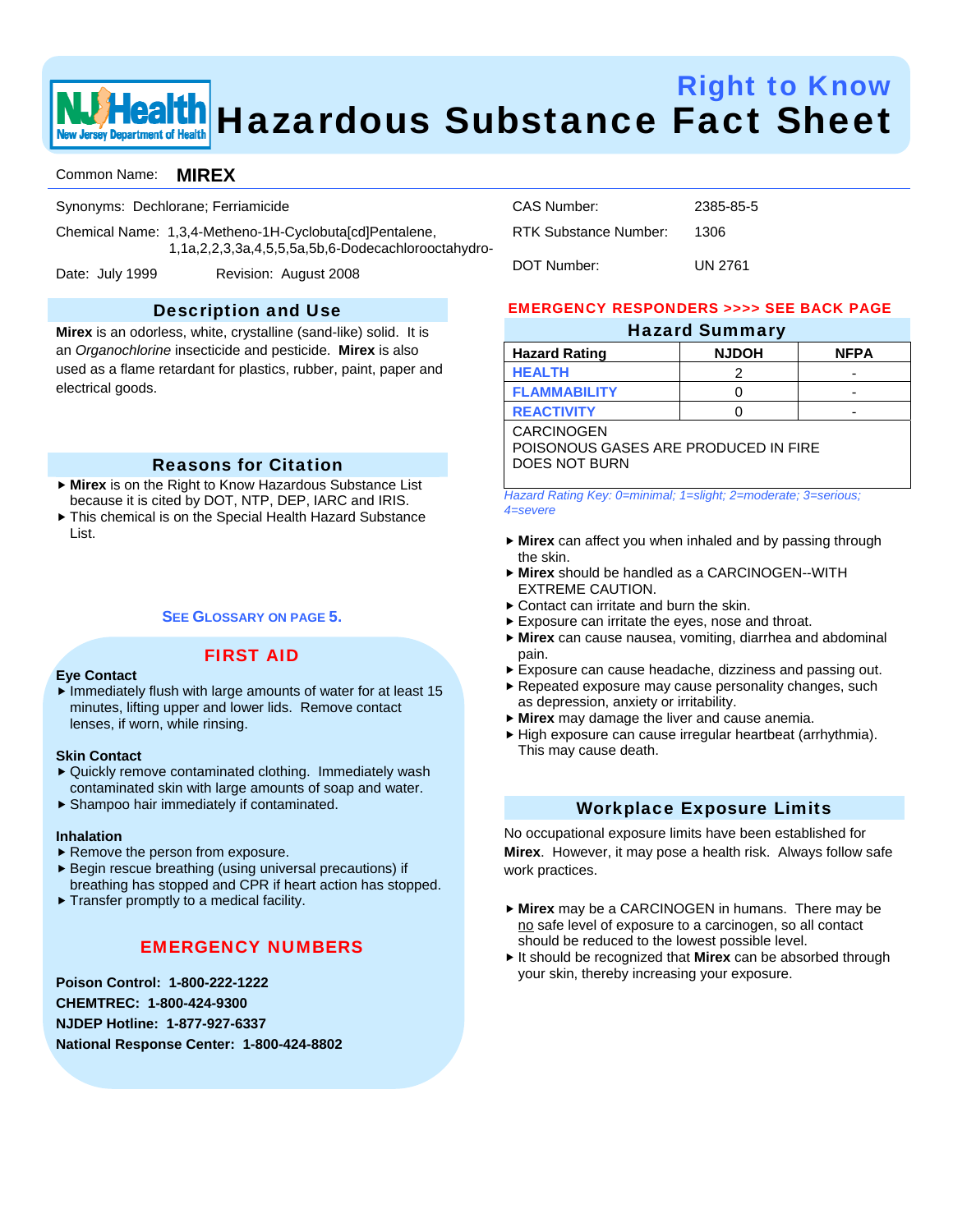# Right to Know
# Hazardous Substance Fact Sheet

Common Name: **MIREX**

Synonyms: Dechlorane; Ferriamicide

Chemical Name: 1,3,4-Metheno-1H-Cyclobuta[cd]Pentalene, 1,1a,2,2,3,3a,4,5,5,5a,5b,6-Dodecachlorooctahydro-

Date: July 1999 Revision: August 2008

CAS Number: 2385-85-5

RTK Substance Number: 1306

DOT Number: UN 2761

## Description and Use

**Mirex** is an odorless, white, crystalline (sand-like) solid. It is an *Organochlorine* insecticide and pesticide. **Mirex** is also used as a flame retardant for plastics, rubber, paint, paper and electrical goods.

## Reasons for Citation

- **Mirex** is on the Right to Know Hazardous Substance List because it is cited by DOT, NTP, DEP, IARC and IRIS.
- This chemical is on the Special Health Hazard Substance List.

SEE GLOSSARY ON PAGE 5.

## FIRST AID

**Eye Contact**

- Immediately flush with large amounts of water for at least 15 minutes, lifting upper and lower lids. Remove contact lenses, if worn, while rinsing.

**Skin Contact**

- Quickly remove contaminated clothing. Immediately wash contaminated skin with large amounts of soap and water.
- Shampoo hair immediately if contaminated.

**Inhalation**

- Remove the person from exposure.
- Begin rescue breathing (using universal precautions) if breathing has stopped and CPR if heart action has stopped.
- Transfer promptly to a medical facility.

## EMERGENCY NUMBERS

**Poison Control: 1-800-222-1222**

**CHEMTREC: 1-800-424-9300**

**NJDEP Hotline: 1-877-927-6337**

**National Response Center: 1-800-424-8802**

**EMERGENCY RESPONDERS >>>> SEE BACK PAGE**

## Hazard Summary

| Hazard Rating | NJDOH | NFPA |
|---|---|---|
| HEALTH | 2 | - |
| FLAMMABILITY | 0 | - |
| REACTIVITY | 0 | - |

CARCINOGEN
POISONOUS GASES ARE PRODUCED IN FIRE
DOES NOT BURN

*Hazard Rating Key: 0=minimal; 1=slight; 2=moderate; 3=serious; 4=severe*

- **Mirex** can affect you when inhaled and by passing through the skin.
- **Mirex** should be handled as a CARCINOGEN--WITH EXTREME CAUTION.
- Contact can irritate and burn the skin.
- Exposure can irritate the eyes, nose and throat.
- **Mirex** can cause nausea, vomiting, diarrhea and abdominal pain.
- Exposure can cause headache, dizziness and passing out.
- Repeated exposure may cause personality changes, such as depression, anxiety or irritability.
- **Mirex** may damage the liver and cause anemia.
- High exposure can cause irregular heartbeat (arrhythmia). This may cause death.

## Workplace Exposure Limits

No occupational exposure limits have been established for **Mirex**. However, it may pose a health risk. Always follow safe work practices.

- **Mirex** may be a CARCINOGEN in humans. There may be no safe level of exposure to a carcinogen, so all contact should be reduced to the lowest possible level.
- It should be recognized that **Mirex** can be absorbed through your skin, thereby increasing your exposure.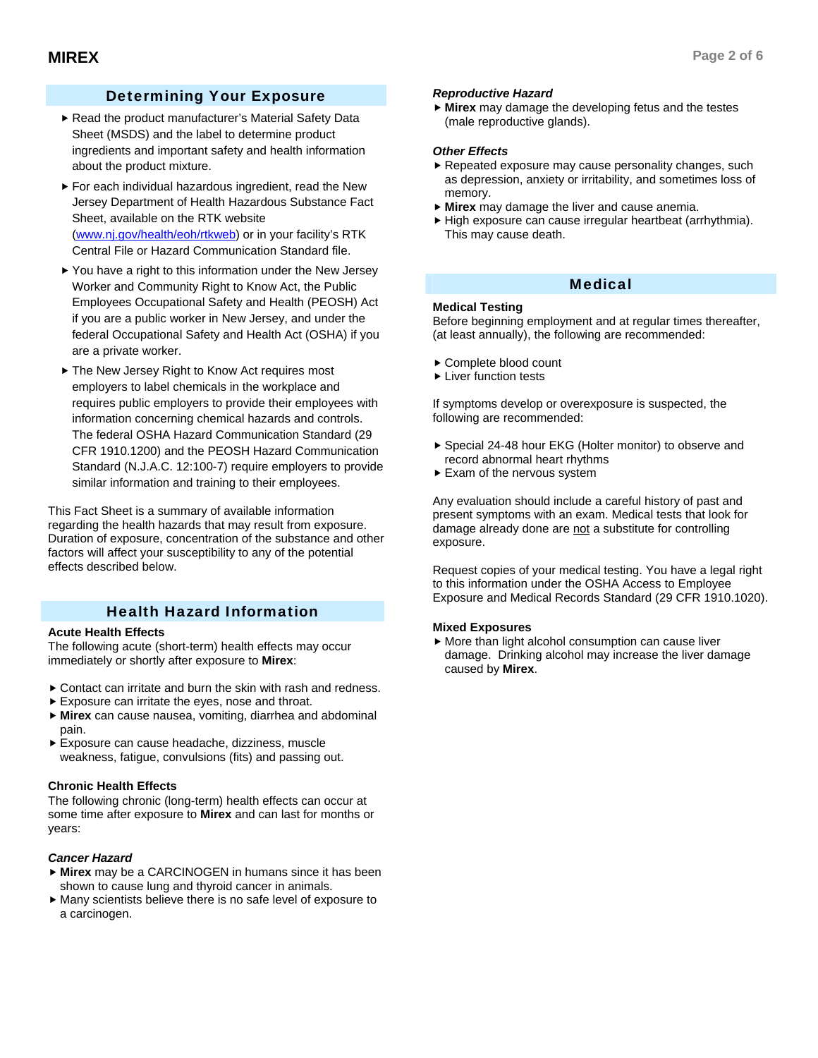## Determining Your Exposure

- Read the product manufacturer's Material Safety Data Sheet (MSDS) and the label to determine product ingredients and important safety and health information about the product mixture.
- For each individual hazardous ingredient, read the New Jersey Department of Health Hazardous Substance Fact Sheet, available on the RTK website ([www.nj.gov/health/eoh/rtkweb](www.nj.gov/health/eoh/rtkweb)) or in your facility's RTK Central File or Hazard Communication Standard file.
- You have a right to this information under the New Jersey Worker and Community Right to Know Act, the Public Employees Occupational Safety and Health (PEOSH) Act if you are a public worker in New Jersey, and under the federal Occupational Safety and Health Act (OSHA) if you are a private worker.
- The New Jersey Right to Know Act requires most employers to label chemicals in the workplace and requires public employers to provide their employees with information concerning chemical hazards and controls. The federal OSHA Hazard Communication Standard (29 CFR 1910.1200) and the PEOSH Hazard Communication Standard (N.J.A.C. 12:100-7) require employers to provide similar information and training to their employees.

This Fact Sheet is a summary of available information regarding the health hazards that may result from exposure. Duration of exposure, concentration of the substance and other factors will affect your susceptibility to any of the potential effects described below.

## Health Hazard Information

### Acute Health Effects

The following acute (short-term) health effects may occur immediately or shortly after exposure to **Mirex**:

- Contact can irritate and burn the skin with rash and redness.
- Exposure can irritate the eyes, nose and throat.
- **Mirex** can cause nausea, vomiting, diarrhea and abdominal pain.
- Exposure can cause headache, dizziness, muscle weakness, fatigue, convulsions (fits) and passing out.

### Chronic Health Effects

The following chronic (long-term) health effects can occur at some time after exposure to **Mirex** and can last for months or years:

***Cancer Hazard***

- **Mirex** may be a CARCINOGEN in humans since it has been shown to cause lung and thyroid cancer in animals.
- Many scientists believe there is no safe level of exposure to a carcinogen.

***Reproductive Hazard***

- **Mirex** may damage the developing fetus and the testes (male reproductive glands).

***Other Effects***

- Repeated exposure may cause personality changes, such as depression, anxiety or irritability, and sometimes loss of memory.
- **Mirex** may damage the liver and cause anemia.
- High exposure can cause irregular heartbeat (arrhythmia). This may cause death.

## Medical

### Medical Testing

Before beginning employment and at regular times thereafter, (at least annually), the following are recommended:

- Complete blood count
- Liver function tests

If symptoms develop or overexposure is suspected, the following are recommended:

- Special 24-48 hour EKG (Holter monitor) to observe and record abnormal heart rhythms
- Exam of the nervous system

Any evaluation should include a careful history of past and present symptoms with an exam. Medical tests that look for damage already done are not a substitute for controlling exposure.

Request copies of your medical testing. You have a legal right to this information under the OSHA Access to Employee Exposure and Medical Records Standard (29 CFR 1910.1020).

### Mixed Exposures

- More than light alcohol consumption can cause liver damage. Drinking alcohol may increase the liver damage caused by **Mirex**.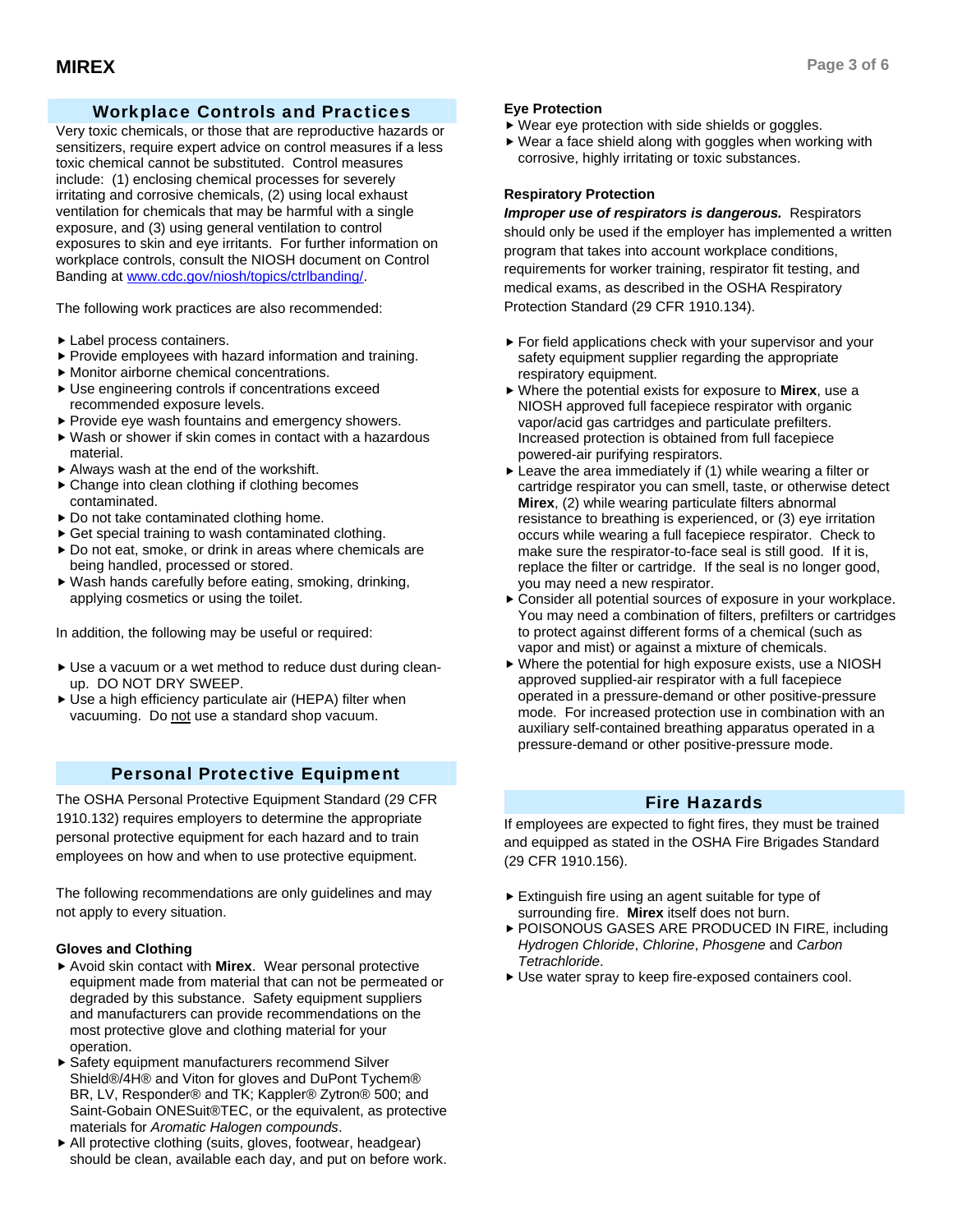## Workplace Controls and Practices

Very toxic chemicals, or those that are reproductive hazards or sensitizers, require expert advice on control measures if a less toxic chemical cannot be substituted. Control measures include: (1) enclosing chemical processes for severely irritating and corrosive chemicals, (2) using local exhaust ventilation for chemicals that may be harmful with a single exposure, and (3) using general ventilation to control exposures to skin and eye irritants. For further information on workplace controls, consult the NIOSH document on Control Banding at [www.cdc.gov/niosh/topics/ctrlbanding/](www.cdc.gov/niosh/topics/ctrlbanding/).

The following work practices are also recommended:

- Label process containers.
- Provide employees with hazard information and training.
- Monitor airborne chemical concentrations.
- Use engineering controls if concentrations exceed recommended exposure levels.
- Provide eye wash fountains and emergency showers.
- Wash or shower if skin comes in contact with a hazardous material.
- Always wash at the end of the workshift.
- Change into clean clothing if clothing becomes contaminated.
- Do not take contaminated clothing home.
- Get special training to wash contaminated clothing.
- Do not eat, smoke, or drink in areas where chemicals are being handled, processed or stored.
- Wash hands carefully before eating, smoking, drinking, applying cosmetics or using the toilet.

In addition, the following may be useful or required:

- Use a vacuum or a wet method to reduce dust during clean-up. DO NOT DRY SWEEP.
- Use a high efficiency particulate air (HEPA) filter when vacuuming. Do not use a standard shop vacuum.

## Personal Protective Equipment

The OSHA Personal Protective Equipment Standard (29 CFR 1910.132) requires employers to determine the appropriate personal protective equipment for each hazard and to train employees on how and when to use protective equipment.

The following recommendations are only guidelines and may not apply to every situation.

### Gloves and Clothing

- Avoid skin contact with **Mirex**. Wear personal protective equipment made from material that can not be permeated or degraded by this substance. Safety equipment suppliers and manufacturers can provide recommendations on the most protective glove and clothing material for your operation.
- Safety equipment manufacturers recommend Silver Shield®/4H® and Viton for gloves and DuPont Tychem® BR, LV, Responder® and TK; Kappler® Zytron® 500; and Saint-Gobain ONESuit®TEC, or the equivalent, as protective materials for *Aromatic Halogen compounds*.
- All protective clothing (suits, gloves, footwear, headgear) should be clean, available each day, and put on before work.

### Eye Protection

- Wear eye protection with side shields or goggles.
- Wear a face shield along with goggles when working with corrosive, highly irritating or toxic substances.

### Respiratory Protection

***Improper use of respirators is dangerous.*** Respirators should only be used if the employer has implemented a written program that takes into account workplace conditions, requirements for worker training, respirator fit testing, and medical exams, as described in the OSHA Respiratory Protection Standard (29 CFR 1910.134).

- For field applications check with your supervisor and your safety equipment supplier regarding the appropriate respiratory equipment.
- Where the potential exists for exposure to **Mirex**, use a NIOSH approved full facepiece respirator with organic vapor/acid gas cartridges and particulate prefilters. Increased protection is obtained from full facepiece powered-air purifying respirators.
- Leave the area immediately if (1) while wearing a filter or cartridge respirator you can smell, taste, or otherwise detect **Mirex**, (2) while wearing particulate filters abnormal resistance to breathing is experienced, or (3) eye irritation occurs while wearing a full facepiece respirator. Check to make sure the respirator-to-face seal is still good. If it is, replace the filter or cartridge. If the seal is no longer good, you may need a new respirator.
- Consider all potential sources of exposure in your workplace. You may need a combination of filters, prefilters or cartridges to protect against different forms of a chemical (such as vapor and mist) or against a mixture of chemicals.
- Where the potential for high exposure exists, use a NIOSH approved supplied-air respirator with a full facepiece operated in a pressure-demand or other positive-pressure mode. For increased protection use in combination with an auxiliary self-contained breathing apparatus operated in a pressure-demand or other positive-pressure mode.

## Fire Hazards

If employees are expected to fight fires, they must be trained and equipped as stated in the OSHA Fire Brigades Standard (29 CFR 1910.156).

- Extinguish fire using an agent suitable for type of surrounding fire. **Mirex** itself does not burn.
- POISONOUS GASES ARE PRODUCED IN FIRE, including *Hydrogen Chloride*, *Chlorine*, *Phosgene* and *Carbon Tetrachloride*.
- Use water spray to keep fire-exposed containers cool.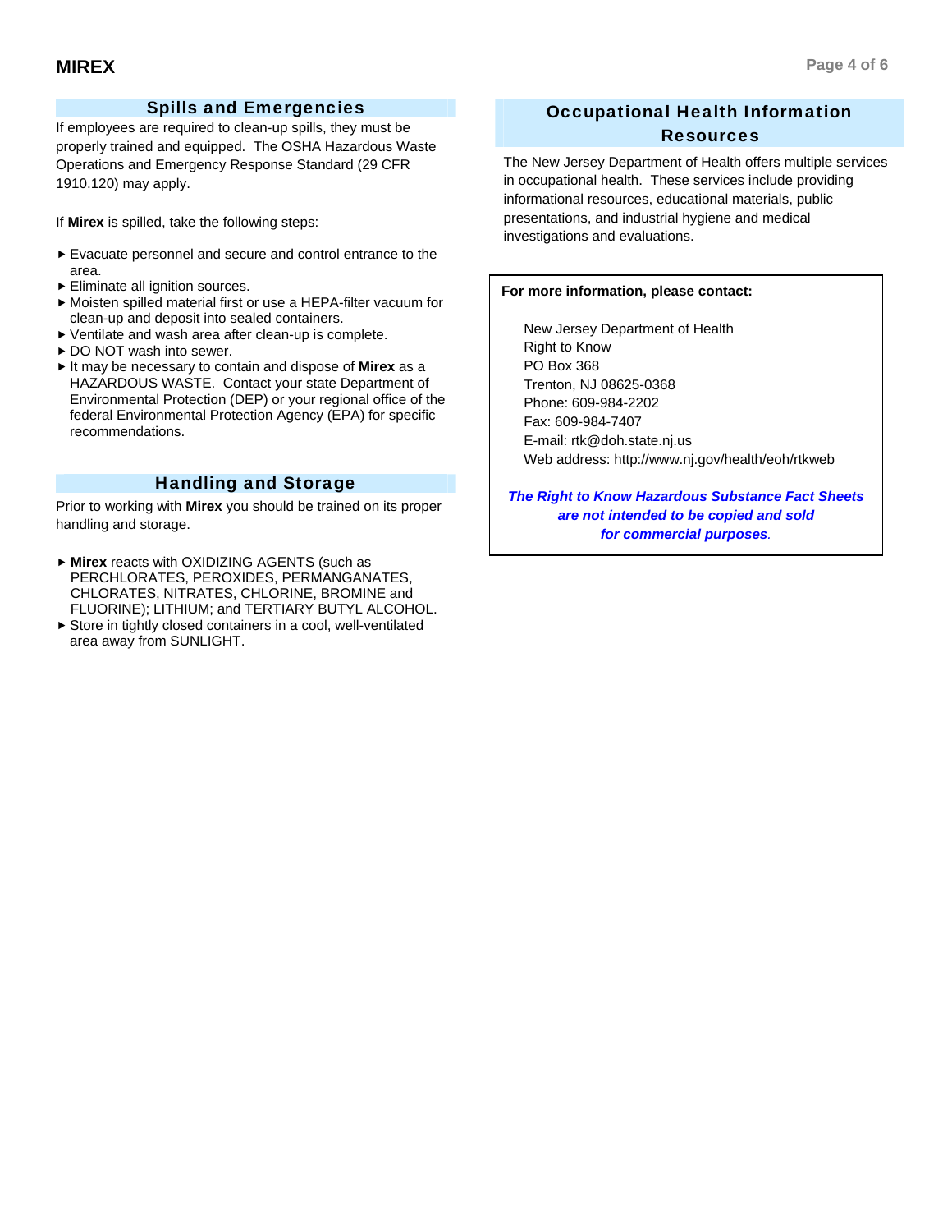## Spills and Emergencies

If employees are required to clean-up spills, they must be properly trained and equipped. The OSHA Hazardous Waste Operations and Emergency Response Standard (29 CFR 1910.120) may apply.

If **Mirex** is spilled, take the following steps:

- Evacuate personnel and secure and control entrance to the area.
- Eliminate all ignition sources.
- Moisten spilled material first or use a HEPA-filter vacuum for clean-up and deposit into sealed containers.
- Ventilate and wash area after clean-up is complete.
- DO NOT wash into sewer.
- It may be necessary to contain and dispose of **Mirex** as a HAZARDOUS WASTE. Contact your state Department of Environmental Protection (DEP) or your regional office of the federal Environmental Protection Agency (EPA) for specific recommendations.

## Handling and Storage

Prior to working with **Mirex** you should be trained on its proper handling and storage.

- **Mirex** reacts with OXIDIZING AGENTS (such as PERCHLORATES, PEROXIDES, PERMANGANATES, CHLORATES, NITRATES, CHLORINE, BROMINE and FLUORINE); LITHIUM; and TERTIARY BUTYL ALCOHOL.
- Store in tightly closed containers in a cool, well-ventilated area away from SUNLIGHT.

## Occupational Health Information Resources

The New Jersey Department of Health offers multiple services in occupational health. These services include providing informational resources, educational materials, public presentations, and industrial hygiene and medical investigations and evaluations.

**For more information, please contact:**

New Jersey Department of Health
Right to Know
PO Box 368
Trenton, NJ 08625-0368
Phone: 609-984-2202
Fax: 609-984-7407
E-mail: rtk@doh.state.nj.us
Web address: http://www.nj.gov/health/eoh/rtkweb

***The Right to Know Hazardous Substance Fact Sheets are not intended to be copied and sold for commercial purposes.***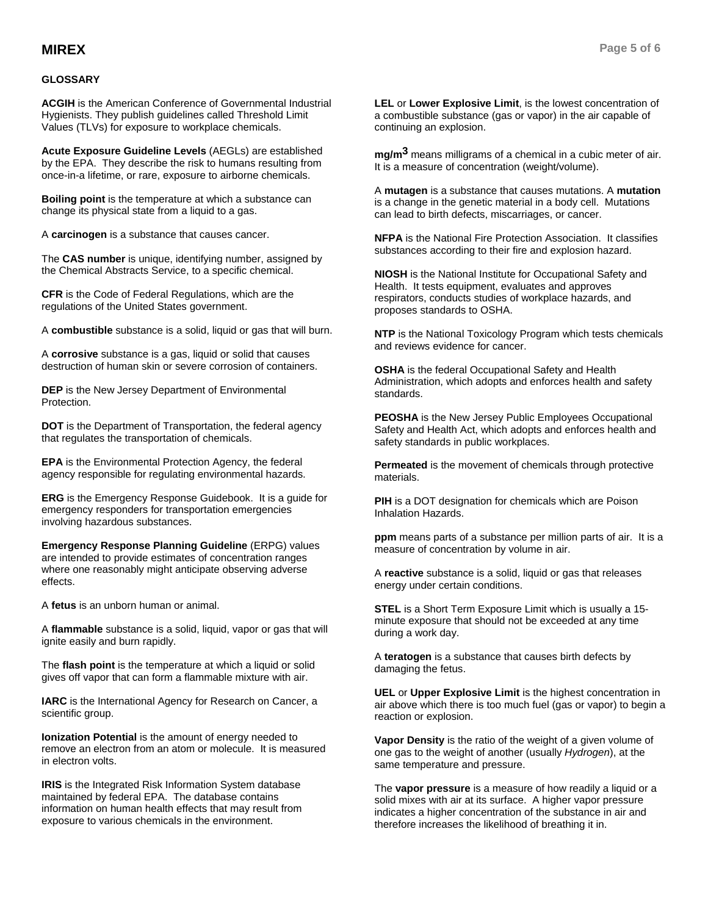## GLOSSARY

**ACGIH** is the American Conference of Governmental Industrial Hygienists. They publish guidelines called Threshold Limit Values (TLVs) for exposure to workplace chemicals.

**Acute Exposure Guideline Levels** (AEGLs) are established by the EPA. They describe the risk to humans resulting from once-in-a lifetime, or rare, exposure to airborne chemicals.

**Boiling point** is the temperature at which a substance can change its physical state from a liquid to a gas.

A **carcinogen** is a substance that causes cancer.

The **CAS number** is unique, identifying number, assigned by the Chemical Abstracts Service, to a specific chemical.

**CFR** is the Code of Federal Regulations, which are the regulations of the United States government.

A **combustible** substance is a solid, liquid or gas that will burn.

A **corrosive** substance is a gas, liquid or solid that causes destruction of human skin or severe corrosion of containers.

**DEP** is the New Jersey Department of Environmental Protection.

**DOT** is the Department of Transportation, the federal agency that regulates the transportation of chemicals.

**EPA** is the Environmental Protection Agency, the federal agency responsible for regulating environmental hazards.

**ERG** is the Emergency Response Guidebook. It is a guide for emergency responders for transportation emergencies involving hazardous substances.

**Emergency Response Planning Guideline** (ERPG) values are intended to provide estimates of concentration ranges where one reasonably might anticipate observing adverse effects.

A **fetus** is an unborn human or animal.

A **flammable** substance is a solid, liquid, vapor or gas that will ignite easily and burn rapidly.

The **flash point** is the temperature at which a liquid or solid gives off vapor that can form a flammable mixture with air.

**IARC** is the International Agency for Research on Cancer, a scientific group.

**Ionization Potential** is the amount of energy needed to remove an electron from an atom or molecule. It is measured in electron volts.

**IRIS** is the Integrated Risk Information System database maintained by federal EPA. The database contains information on human health effects that may result from exposure to various chemicals in the environment.

**LEL** or **Lower Explosive Limit**, is the lowest concentration of a combustible substance (gas or vapor) in the air capable of continuing an explosion.

**mg/m$^3$** means milligrams of a chemical in a cubic meter of air. It is a measure of concentration (weight/volume).

A **mutagen** is a substance that causes mutations. A **mutation** is a change in the genetic material in a body cell. Mutations can lead to birth defects, miscarriages, or cancer.

**NFPA** is the National Fire Protection Association. It classifies substances according to their fire and explosion hazard.

**NIOSH** is the National Institute for Occupational Safety and Health. It tests equipment, evaluates and approves respirators, conducts studies of workplace hazards, and proposes standards to OSHA.

**NTP** is the National Toxicology Program which tests chemicals and reviews evidence for cancer.

**OSHA** is the federal Occupational Safety and Health Administration, which adopts and enforces health and safety standards.

**PEOSHA** is the New Jersey Public Employees Occupational Safety and Health Act, which adopts and enforces health and safety standards in public workplaces.

**Permeated** is the movement of chemicals through protective materials.

**PIH** is a DOT designation for chemicals which are Poison Inhalation Hazards.

**ppm** means parts of a substance per million parts of air. It is a measure of concentration by volume in air.

A **reactive** substance is a solid, liquid or gas that releases energy under certain conditions.

**STEL** is a Short Term Exposure Limit which is usually a 15-minute exposure that should not be exceeded at any time during a work day.

A **teratogen** is a substance that causes birth defects by damaging the fetus.

**UEL** or **Upper Explosive Limit** is the highest concentration in air above which there is too much fuel (gas or vapor) to begin a reaction or explosion.

**Vapor Density** is the ratio of the weight of a given volume of one gas to the weight of another (usually *Hydrogen*), at the same temperature and pressure.

The **vapor pressure** is a measure of how readily a liquid or a solid mixes with air at its surface. A higher vapor pressure indicates a higher concentration of the substance in air and therefore increases the likelihood of breathing it in.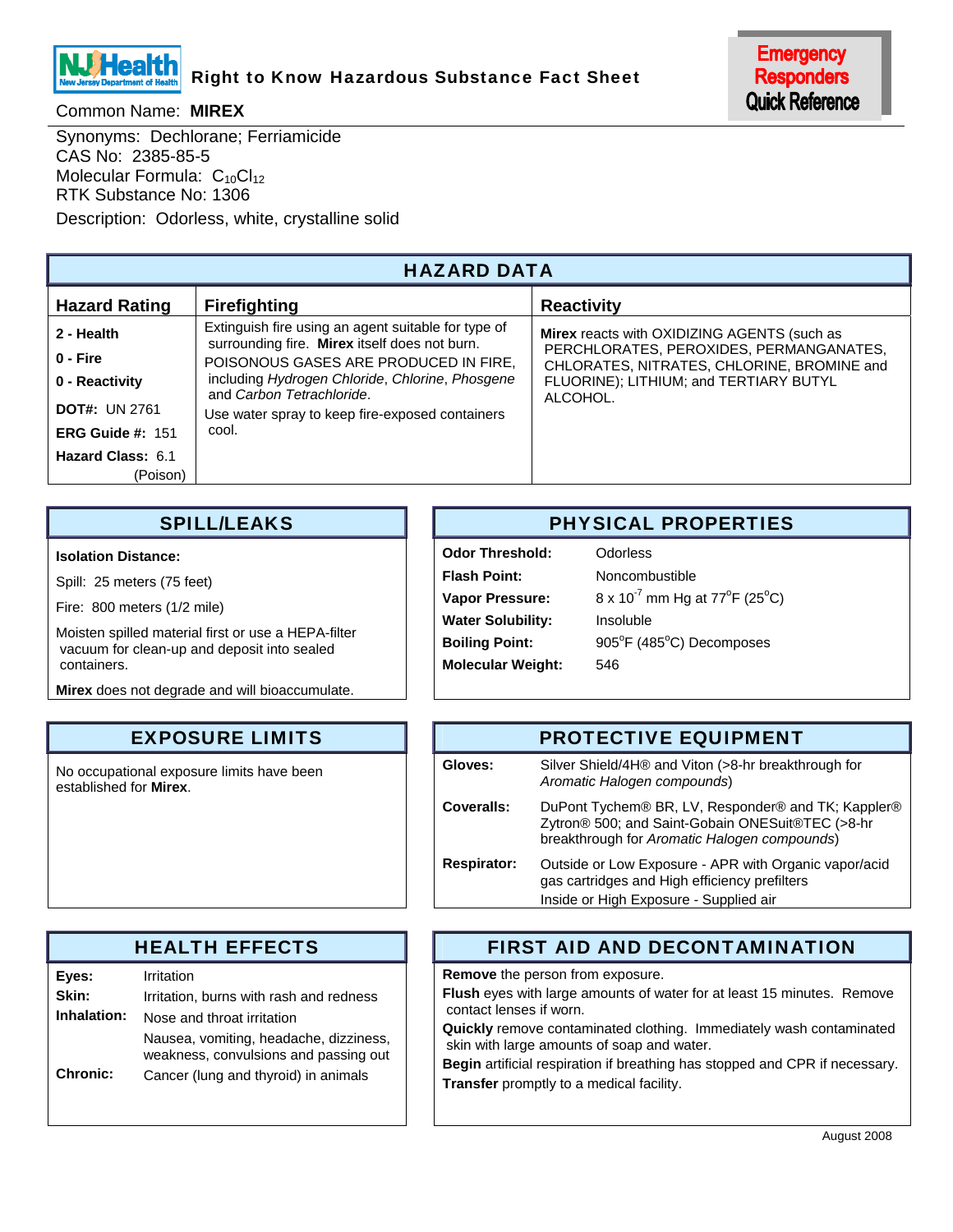NJ Health — New Jersey Department of Health

**Right to Know Hazardous Substance Fact Sheet**

**Emergency Responders Quick Reference**

Common Name: **MIREX**

Synonyms: Dechlorane; Ferriamicide
CAS No: 2385-85-5
Molecular Formula: $C_{10}Cl_{12}$
RTK Substance No: 1306
Description: Odorless, white, crystalline solid

## HAZARD DATA

| Hazard Rating | Firefighting | Reactivity |
|---|---|---|
| **2 - Health**<br>**0 - Fire**<br>**0 - Reactivity**<br>**DOT#:** UN 2761<br>**ERG Guide #:** 151<br>**Hazard Class:** 6.1 (Poison) | Extinguish fire using an agent suitable for type of surrounding fire. **Mirex** itself does not burn.<br>POISONOUS GASES ARE PRODUCED IN FIRE, including *Hydrogen Chloride*, *Chlorine*, *Phosgene* and *Carbon Tetrachloride*.<br>Use water spray to keep fire-exposed containers cool. | **Mirex** reacts with OXIDIZING AGENTS (such as PERCHLORATES, PEROXIDES, PERMANGANATES, CHLORATES, NITRATES, CHLORINE, BROMINE and FLUORINE); LITHIUM; and TERTIARY BUTYL ALCOHOL. |

## SPILL/LEAKS

**Isolation Distance:**

Spill: 25 meters (75 feet)

Fire: 800 meters (1/2 mile)

Moisten spilled material first or use a HEPA-filter vacuum for clean-up and deposit into sealed containers.

**Mirex** does not degrade and will bioaccumulate.

## PHYSICAL PROPERTIES

| | |
|---|---|
| **Odor Threshold:** | Odorless |
| **Flash Point:** | Noncombustible |
| **Vapor Pressure:** | $8 \times 10^{-7}$ mm Hg at 77°F (25°C) |
| **Water Solubility:** | Insoluble |
| **Boiling Point:** | 905°F (485°C) Decomposes |
| **Molecular Weight:** | 546 |

## EXPOSURE LIMITS

No occupational exposure limits have been established for **Mirex**.

## PROTECTIVE EQUIPMENT

| | |
|---|---|
| **Gloves:** | Silver Shield/4H® and Viton (>8-hr breakthrough for *Aromatic Halogen compounds*) |
| **Coveralls:** | DuPont Tychem® BR, LV, Responder® and TK; Kappler® Zytron® 500; and Saint-Gobain ONESuit®TEC (>8-hr breakthrough for *Aromatic Halogen compounds*) |
| **Respirator:** | Outside or Low Exposure - APR with Organic vapor/acid gas cartridges and High efficiency prefilters<br>Inside or High Exposure - Supplied air |

## HEALTH EFFECTS

| | |
|---|---|
| **Eyes:** | Irritation |
| **Skin:** | Irritation, burns with rash and redness |
| **Inhalation:** | Nose and throat irritation<br>Nausea, vomiting, headache, dizziness, weakness, convulsions and passing out |
| **Chronic:** | Cancer (lung and thyroid) in animals |

## FIRST AID AND DECONTAMINATION

**Remove** the person from exposure.

**Flush** eyes with large amounts of water for at least 15 minutes. Remove contact lenses if worn.

**Quickly** remove contaminated clothing. Immediately wash contaminated skin with large amounts of soap and water.

**Begin** artificial respiration if breathing has stopped and CPR if necessary.

**Transfer** promptly to a medical facility.

August 2008